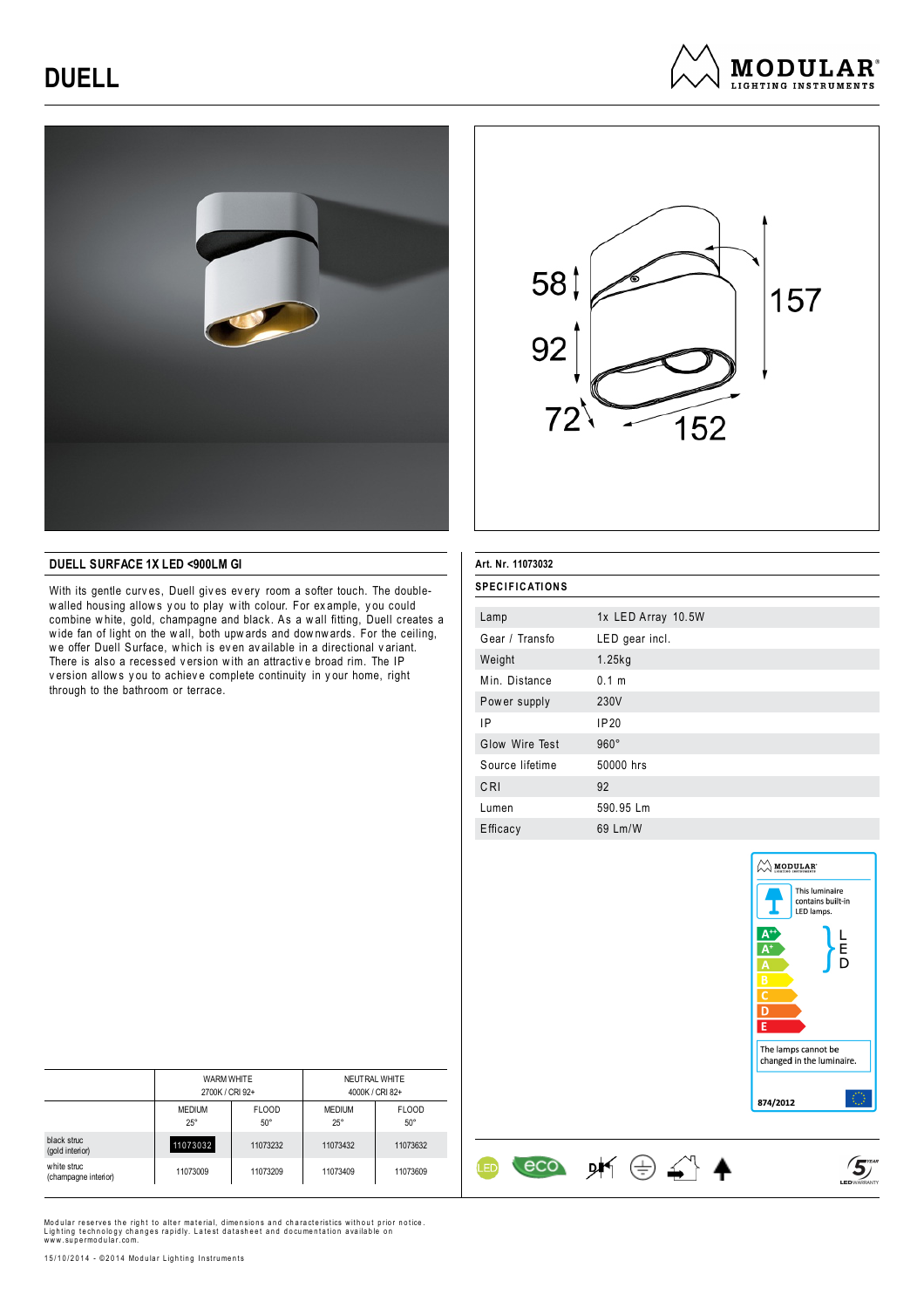# DUELL

MODULAR LIGHTING INSTRUMENTS

58
92
72
157
152

## DUELL SURFACE 1X LED <900LM GI

With its gentle curves, Duell gives every room a softer touch. The double-walled housing allows you to play with colour. For example, you could combine white, gold, champagne and black. As a wall fitting, Duell creates a wide fan of light on the wall, both upwards and downwards. For the ceiling, we offer Duell Surface, which is even available in a directional variant. There is also a recessed version with an attractive broad rim. The IP version allows you to achieve complete continuity in your home, right through to the bathroom or terrace.

**Art. Nr. 11073032**

### SPECIFICATIONS

| | |
|---|---|
| Lamp | 1x LED Array 10.5W |
| Gear / Transfo | LED gear incl. |
| Weight | 1.25kg |
| Min. Distance | 0.1 m |
| Power supply | 230V |
| IP | IP20 |
| Glow Wire Test | 960° |
| Source lifetime | 50000 hrs |
| CRI | 92 |
| Lumen | 590.95 Lm |
| Efficacy | 69 Lm/W |

This luminaire contains built-in LED lamps.

A++ A+ A B C D E — LED

The lamps cannot be changed in the luminaire.

874/2012

| | WARM WHITE 2700K / CRI 92+ | | NEUTRAL WHITE 4000K / CRI 82+ | |
|---|---|---|---|---|
| | MEDIUM 25° | FLOOD 50° | MEDIUM 25° | FLOOD 50° |
| black struc (gold interior) | 11073032 | 11073232 | 11073432 | 11073632 |
| white struc (champagne interior) | 11073009 | 11073209 | 11073409 | 11073609 |

LED eco 5 YEAR LED WARRANTY

Modular reserves the right to alter material, dimensions and characteristics without prior notice. Lighting technology changes rapidly. Latest datasheet and documentation available on www.supermodular.com.

15/10/2014 - ©2014 Modular Lighting Instruments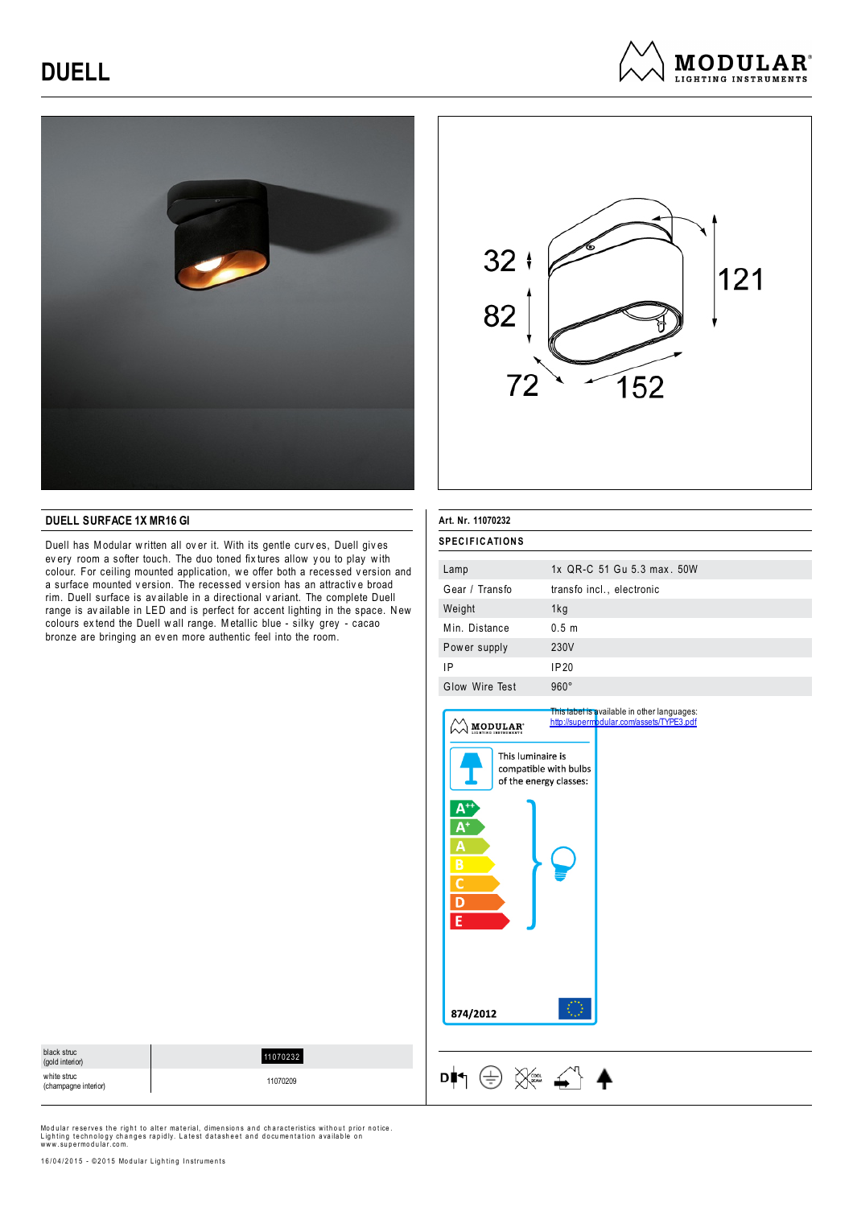# DUELL

MODULAR
LIGHTING INSTRUMENTS

32
82
72
152
121

## DUELL SURFACE 1X MR16 GI

Duell has Modular written all over it. With its gentle curves, Duell gives every room a softer touch. The duo toned fixtures allow you to play with colour. For ceiling mounted application, we offer both a recessed version and a surface mounted version. The recessed version has an attractive broad rim. Duell surface is available in a directional variant. The complete Duell range is available in LED and is perfect for accent lighting in the space. New colours extend the Duell wall range. Metallic blue - silky grey - cacao bronze are bringing an even more authentic feel into the room.

| | |
|---|---|
| black struc (gold interior) | 11070232 |
| white struc (champagne interior) | 11070209 |

**Art. Nr. 11070232**

**SPECIFICATIONS**

| | |
|---|---|
| Lamp | 1x QR-C 51 Gu 5.3 max. 50W |
| Gear / Transfo | transfo incl., electronic |
| Weight | 1kg |
| Min. Distance | 0.5 m |
| Power supply | 230V |
| IP | IP20 |
| Glow Wire Test | 960° |

This label is available in other languages: http://supermodular.com/assets/TYPE3.pdf

MODULAR

This luminaire is compatible with bulbs of the energy classes:

A++
A+
A
B
C
D
E

874/2012

Modular reserves the right to alter material, dimensions and characteristics without prior notice. Lighting technology changes rapidly. Latest datasheet and documentation available on www.supermodular.com.

16/04/2015 - ©2015 Modular Lighting Instruments